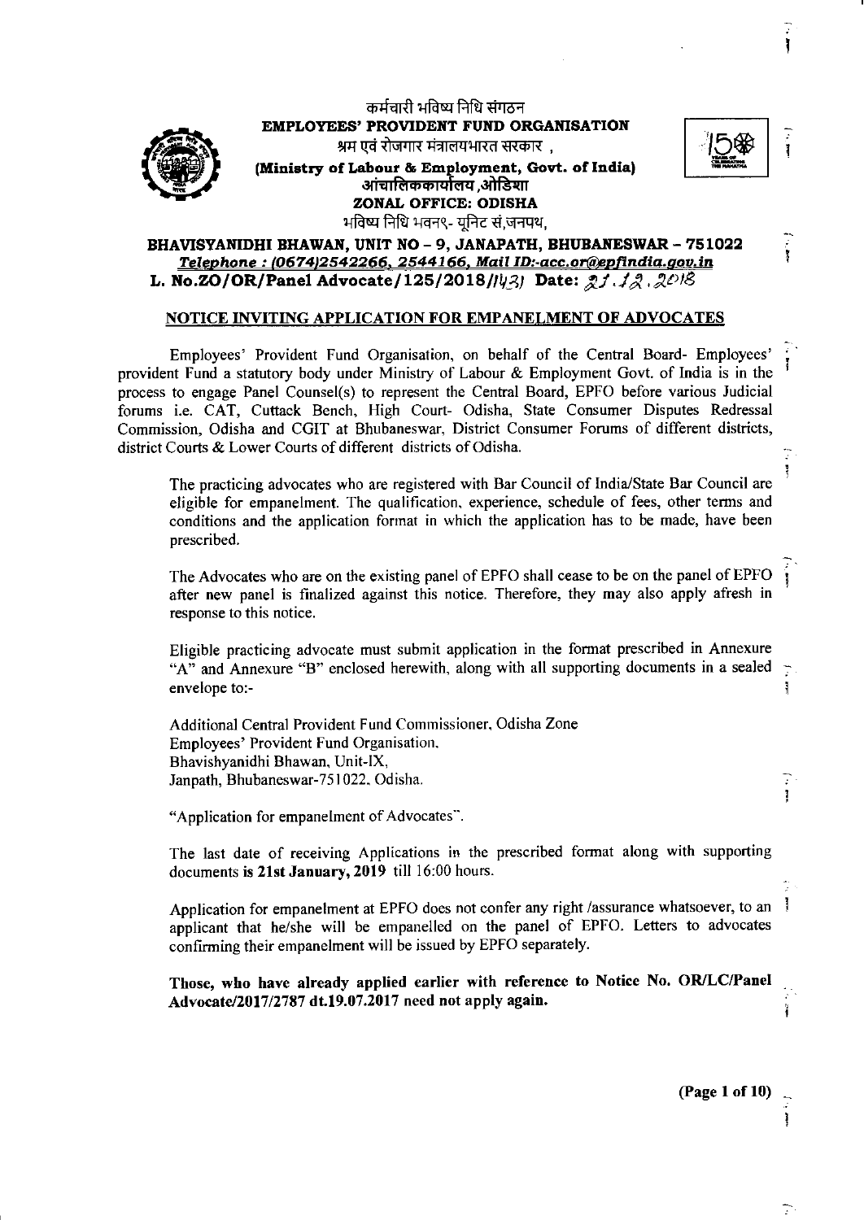कर्मचारी भविष्य निधि संगठन

**EMPLOYEES' PROVIDENT FUND ORGANISATION**

श्रम एवं रोजगार मंत्रालयभारत सरकार ,

**(Ministry of Labour & Employment, Govt. of India)**

आंचालिककार्यालय ,ओडिशा

**ZONAL OFFICE: ODISHA**

भविष्य निधि भवन९- यूनिट सं,जनपथ,

**BHAVISYANIDHI BHAWAN, UNIT NO – 9, JANAPATH, BHUBANESWAR – 751022**

***Telephone : (0674)2542266, 2544166, Mail ID:-acc.or@epfindia.gov.in***

**L. No.ZO/OR/Panel Advocate/125/2018/1431 Date: 21.12.2018**

## NOTICE INVITING APPLICATION FOR EMPANELMENT OF ADVOCATES

Employees' Provident Fund Organisation, on behalf of the Central Board- Employees' provident Fund a statutory body under Ministry of Labour & Employment Govt. of India is in the process to engage Panel Counsel(s) to represent the Central Board, EPFO before various Judicial forums i.e. CAT, Cuttack Bench, High Court- Odisha, State Consumer Disputes Redressal Commission, Odisha and CGIT at Bhubaneswar, District Consumer Forums of different districts, district Courts & Lower Courts of different districts of Odisha.

The practicing advocates who are registered with Bar Council of India/State Bar Council are eligible for empanelment. The qualification, experience, schedule of fees, other terms and conditions and the application format in which the application has to be made, have been prescribed.

The Advocates who are on the existing panel of EPFO shall cease to be on the panel of EPFO after new panel is finalized against this notice. Therefore, they may also apply afresh in response to this notice.

Eligible practicing advocate must submit application in the format prescribed in Annexure "A" and Annexure "B" enclosed herewith, along with all supporting documents in a sealed envelope to:-

Additional Central Provident Fund Commissioner, Odisha Zone
Employees' Provident Fund Organisation,
Bhavishyanidhi Bhawan, Unit-IX,
Janpath, Bhubaneswar-751022, Odisha.

"Application for empanelment of Advocates".

The last date of receiving Applications in the prescribed format along with supporting documents **is 21st January, 2019** till 16:00 hours.

Application for empanelment at EPFO does not confer any right /assurance whatsoever, to an applicant that he/she will be empanelled on the panel of EPFO. Letters to advocates confirming their empanelment will be issued by EPFO separately.

**Those, who have already applied earlier with reference to Notice No. OR/LC/Panel Advocate/2017/2787 dt.19.07.2017 need not apply again.**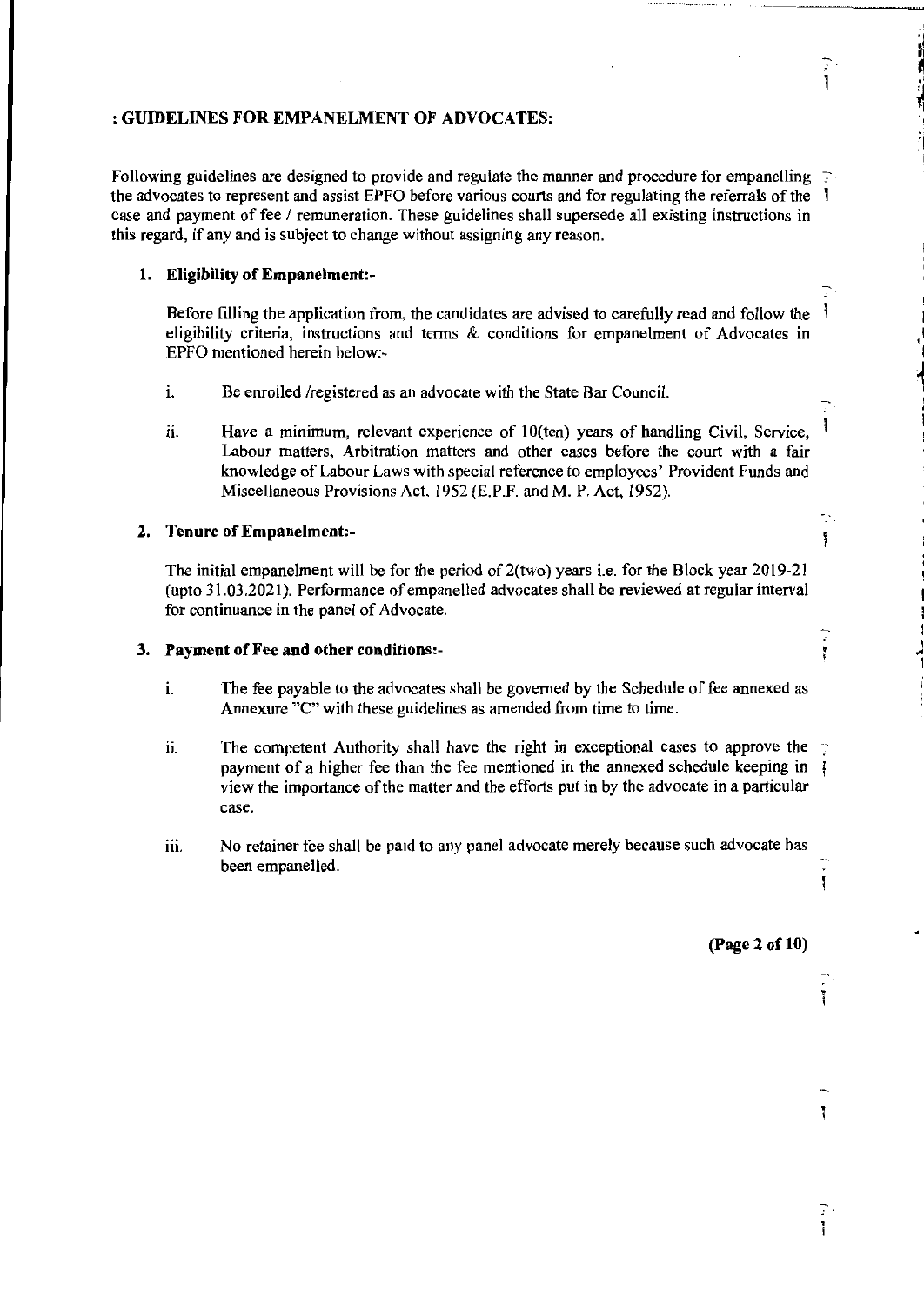## : GUIDELINES FOR EMPANELMENT OF ADVOCATES:

Following guidelines are designed to provide and regulate the manner and procedure for empanelling the advocates to represent and assist EPFO before various courts and for regulating the referrals of the case and payment of fee / remuneration. These guidelines shall supersede all existing instructions in this regard, if any and is subject to change without assigning any reason.

### 1. Eligibility of Empanelment:-

Before filling the application from, the candidates are advised to carefully read and follow the eligibility criteria, instructions and terms & conditions for empanelment of Advocates in EPFO mentioned herein below:-

i. Be enrolled /registered as an advocate with the State Bar Council.

ii. Have a minimum, relevant experience of 10(ten) years of handling Civil, Service, Labour matters, Arbitration matters and other cases before the court with a fair knowledge of Labour Laws with special reference to employees' Provident Funds and Miscellaneous Provisions Act, 1952 (E.P.F. and M. P. Act, 1952).

### 2. Tenure of Empanelment:-

The initial empanelment will be for the period of 2(two) years i.e. for the Block year 2019-21 (upto 31.03.2021). Performance of empanelled advocates shall be reviewed at regular interval for continuance in the panel of Advocate.

### 3. Payment of Fee and other conditions:-

i. The fee payable to the advocates shall be governed by the Schedule of fee annexed as Annexure "C" with these guidelines as amended from time to time.

ii. The competent Authority shall have the right in exceptional cases to approve the payment of a higher fee than the fee mentioned in the annexed schedule keeping in view the importance of the matter and the efforts put in by the advocate in a particular case.

iii. No retainer fee shall be paid to any panel advocate merely because such advocate has been empanelled.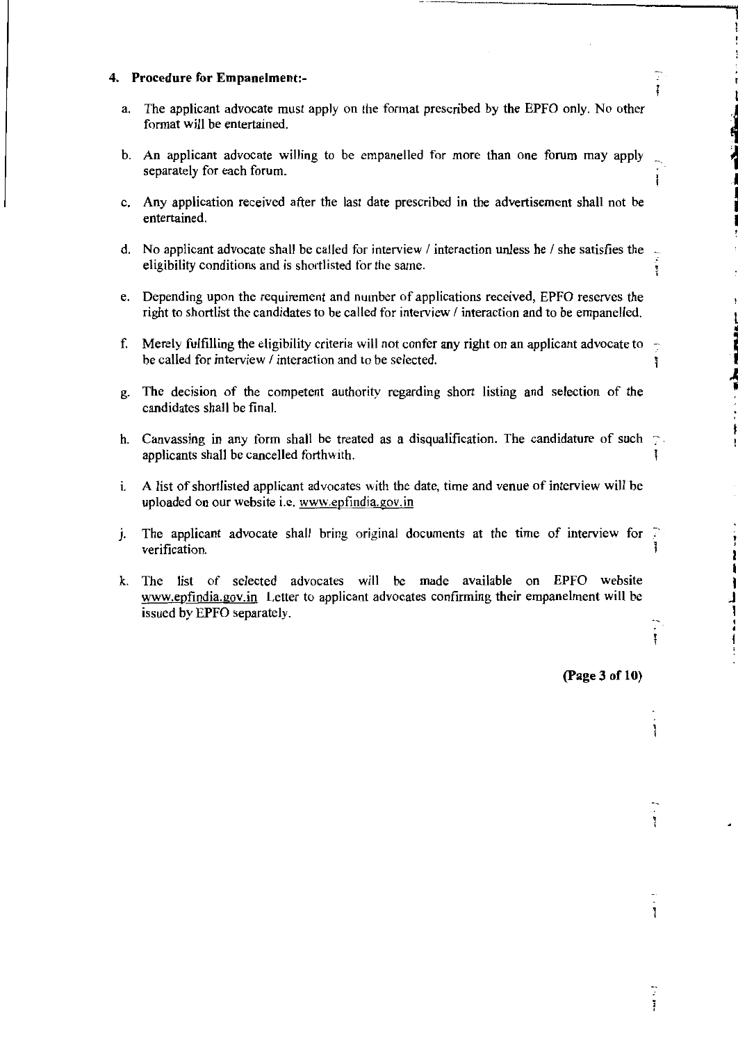**4. Procedure for Empanelment:-**

a. The applicant advocate must apply on the format prescribed by the EPFO only. No other format will be entertained.

b. An applicant advocate willing to be empanelled for more than one forum may apply separately for each forum.

c. Any application received after the last date prescribed in the advertisement shall not be entertained.

d. No applicant advocate shall be called for interview / interaction unless he / she satisfies the eligibility conditions and is shortlisted for the same.

e. Depending upon the requirement and number of applications received, EPFO reserves the right to shortlist the candidates to be called for interview / interaction and to be empanelled.

f. Merely fulfilling the eligibility criteria will not confer any right on an applicant advocate to be called for interview / interaction and to be selected.

g. The decision of the competent authority regarding short listing and selection of the candidates shall be final.

h. Canvassing in any form shall be treated as a disqualification. The candidature of such applicants shall be cancelled forthwith.

i. A list of shortlisted applicant advocates with the date, time and venue of interview will be uploaded on our website i.e. www.epfindia.gov.in

j. The applicant advocate shall bring original documents at the time of interview for verification.

k. The list of selected advocates will be made available on EPFO website www.epfindia.gov.in Letter to applicant advocates confirming their empanelment will be issued by EPFO separately.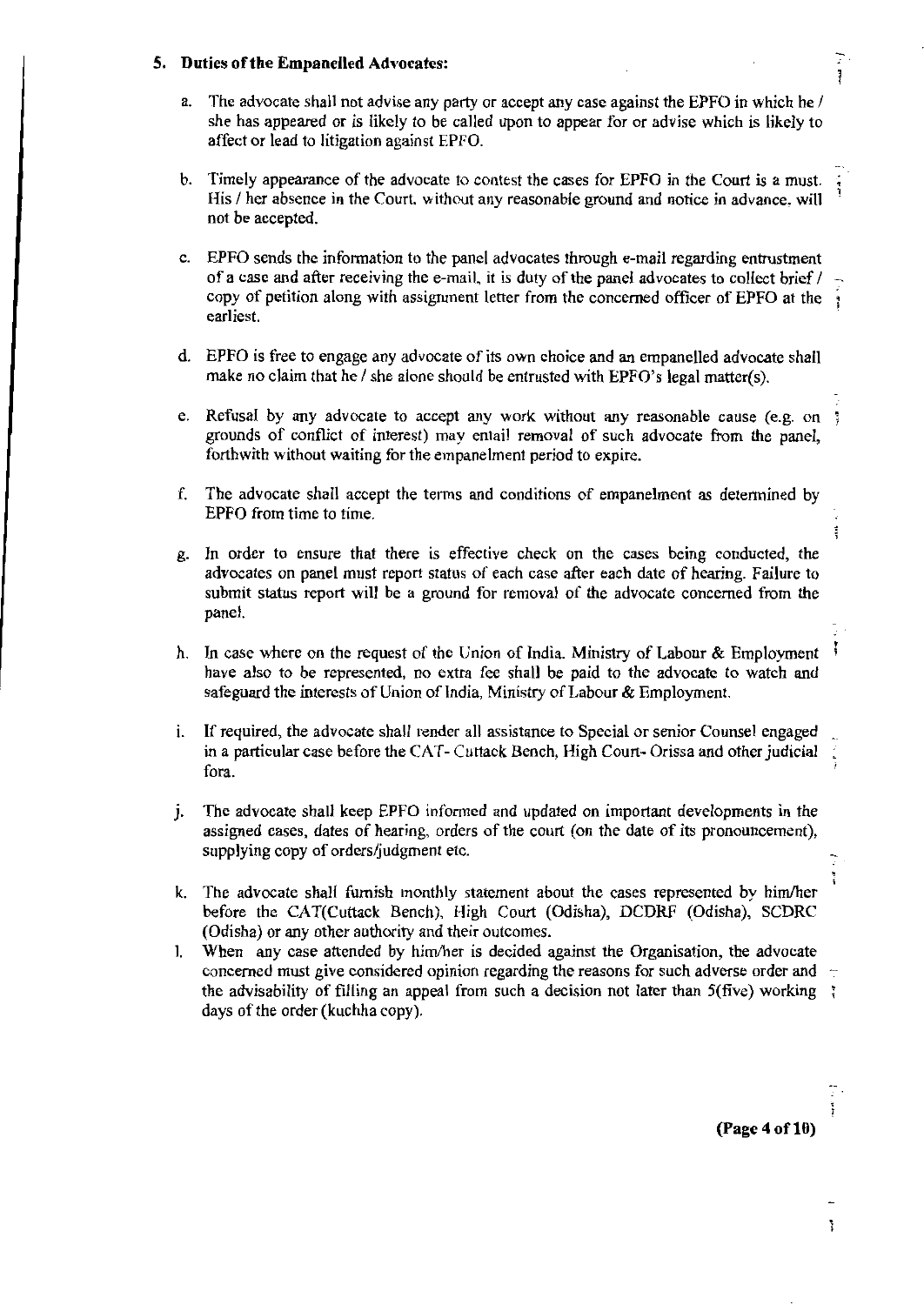## 5. Duties of the Empanelled Advocates:

a. The advocate shall not advise any party or accept any case against the EPFO in which he / she has appeared or is likely to be called upon to appear for or advise which is likely to affect or lead to litigation against EPFO.

b. Timely appearance of the advocate to contest the cases for EPFO in the Court is a must. His / her absence in the Court, without any reasonable ground and notice in advance, will not be accepted.

c. EPFO sends the information to the panel advocates through e-mail regarding entrustment of a case and after receiving the e-mail, it is duty of the panel advocates to collect brief / copy of petition along with assignment letter from the concerned officer of EPFO at the earliest.

d. EPFO is free to engage any advocate of its own choice and an empanelled advocate shall make no claim that he / she alone should be entrusted with EPFO's legal matter(s).

e. Refusal by any advocate to accept any work without any reasonable cause (e.g. on grounds of conflict of interest) may entail removal of such advocate from the panel, forthwith without waiting for the empanelment period to expire.

f. The advocate shall accept the terms and conditions of empanelment as determined by EPFO from time to time.

g. In order to ensure that there is effective check on the cases being conducted, the advocates on panel must report status of each case after each date of hearing. Failure to submit status report will be a ground for removal of the advocate concerned from the panel.

h. In case where on the request of the Union of India, Ministry of Labour & Employment have also to be represented, no extra fee shall be paid to the advocate to watch and safeguard the interests of Union of India, Ministry of Labour & Employment.

i. If required, the advocate shall render all assistance to Special or senior Counsel engaged in a particular case before the CAT- Cuttack Bench, High Court- Orissa and other judicial fora.

j. The advocate shall keep EPFO informed and updated on important developments in the assigned cases, dates of hearing, orders of the court (on the date of its pronouncement), supplying copy of orders/judgment etc.

k. The advocate shall furnish monthly statement about the cases represented by him/her before the CAT(Cuttack Bench), High Court (Odisha), DCDRF (Odisha), SCDRC (Odisha) or any other authority and their outcomes.

l. When any case attended by him/her is decided against the Organisation, the advocate concerned must give considered opinion regarding the reasons for such adverse order and the advisability of filling an appeal from such a decision not later than 5(five) working days of the order (kuchha copy).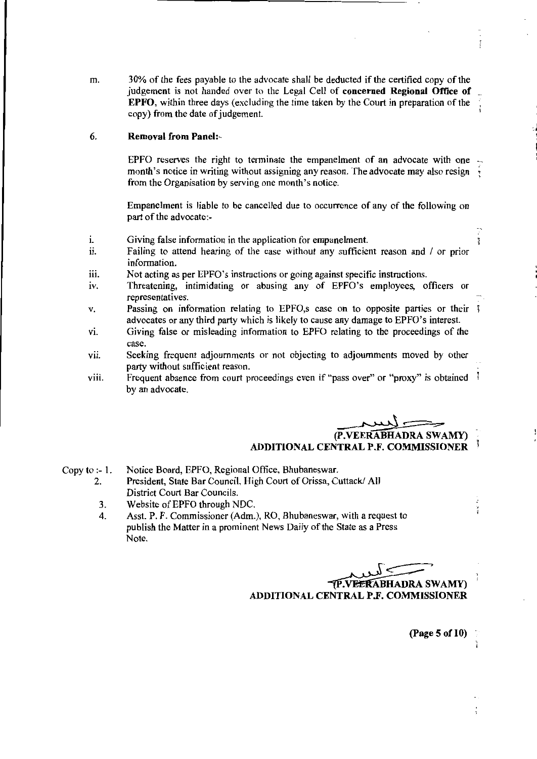m. 30% of the fees payable to the advocate shall be deducted if the certified copy of the judgement is not handed over to the Legal Cell of **concerned Regional Office of EPFO**, within three days (excluding the time taken by the Court in preparation of the copy) from the date of judgement.

6. **Removal from Panel:-**

EPFO reserves the right to terminate the empanelment of an advocate with one month's notice in writing without assigning any reason. The advocate may also resign from the Organisation by serving one month's notice.

Empanelment is liable to be cancelled due to occurrence of any of the following on part of the advocate:-

i. Giving false information in the application for empanelment.
ii. Failing to attend hearing of the case without any sufficient reason and / or prior information.
iii. Not acting as per EPFO's instructions or going against specific instructions.
iv. Threatening, intimidating or abusing any of EPFO's employees, officers or representatives.
v. Passing on information relating to EPFO,s case on to opposite parties or their advocates or any third party which is likely to cause any damage to EPFO's interest.
vi. Giving false or misleading information to EPFO relating to the proceedings of the case.
vii. Seeking frequent adjournments or not objecting to adjournments moved by other party without sufficient reason.
viii. Frequent absence from court proceedings even if "pass over" or "proxy" is obtained by an advocate.

**(P.VEERABHADRA SWAMY)**
**ADDITIONAL CENTRAL P.F. COMMISSIONER**

Copy to :-
1. Notice Board, EPFO, Regional Office, Bhubaneswar.
2. President, State Bar Council, High Court of Orissa, Cuttack/ All District Court Bar Councils.
3. Website of EPFO through NDC.
4. Asst. P. F. Commissioner (Adm.), RO, Bhubaneswar, with a request to publish the Matter in a prominent News Daily of the State as a Press Note.

**(P.VEERABHADRA SWAMY)**
**ADDITIONAL CENTRAL P.F. COMMISSIONER**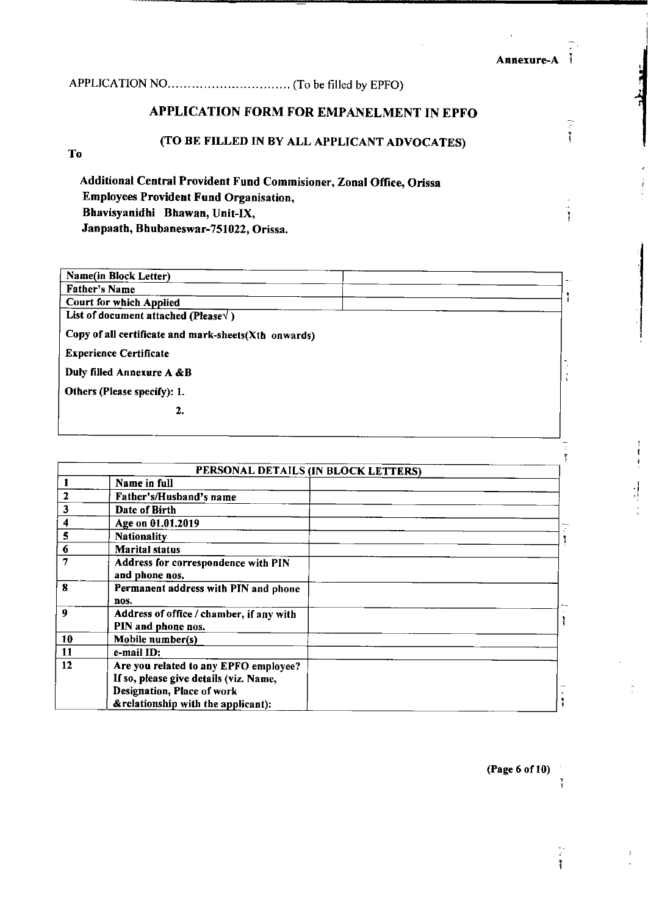**Annexure-A**

APPLICATION NO.............................. (To be filled by EPFO)

## APPLICATION FORM FOR EMPANELMENT IN EPFO

### (TO BE FILLED IN BY ALL APPLICANT ADVOCATES)

**To**

**Additional Central Provident Fund Commisioner, Zonal Office, Orissa**
**Employees Provident Fund Organisation,**
**Bhavisyanidhi Bhawan, Unit-IX,**
**Janpaath, Bhubaneswar-751022, Orissa.**

| | |
|---|---|
| **Name(in Block Letter)** | |
| **Father's Name** | |
| **Court for which Applied** | |
| **List of document attached (Please√ )** | |
| **Copy of all certificate and mark-sheets(Xth onwards)** | |
| **Experience Certificate** | |
| **Duly filled Annexure A &B** | |
| **Others (Please specify): 1.** | |
| **2.** | |

| | **PERSONAL DETAILS (IN BLOCK LETTERS)** | |
|---|---|---|
| **1** | **Name in full** | |
| **2** | **Father's/Husband's name** | |
| **3** | **Date of Birth** | |
| **4** | **Age on 01.01.2019** | |
| **5** | **Nationality** | |
| **6** | **Marital status** | |
| **7** | **Address for correspondence with PIN and phone nos.** | |
| **8** | **Permanent address with PIN and phone nos.** | |
| **9** | **Address of office / chamber, if any with PIN and phone nos.** | |
| **10** | **Mobile number(s)** | |
| **11** | **e-mail ID:** | |
| **12** | **Are you related to any EPFO employee? If so, please give details (viz. Name, Designation, Place of work &relationship with the applicant):** | |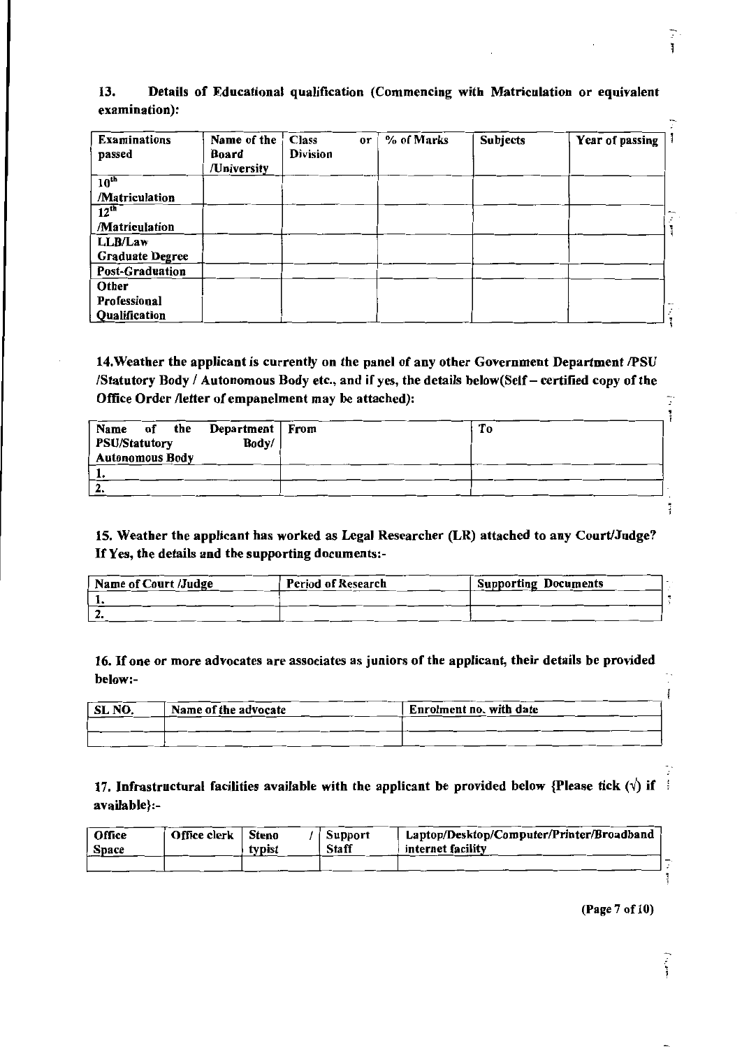13. **Details of Educational qualification (Commencing with Matriculation or equivalent examination):**

| Examinations passed | Name of the Board /University | Class or Division | % of Marks | Subjects | Year of passing |
|---|---|---|---|---|---|
| 10th /Matriculation | | | | | |
| 12th /Matriculation | | | | | |
| LLB/Law Graduate Degree | | | | | |
| Post-Graduation | | | | | |
| Other Professional Qualification | | | | | |

**14.Weather the applicant is currently on the panel of any other Government Department /PSU /Statutory Body / Autonomous Body etc., and if yes, the details below(Self – certified copy of the Office Order /letter of empanelment may be attached):**

| Name of the Department PSU/Statutory Body/ Autonomous Body | From | To |
|---|---|---|
| 1. | | |
| 2. | | |

**15. Weather the applicant has worked as Legal Researcher (LR) attached to any Court/Judge? If Yes, the details and the supporting documents:-**

| Name of Court /Judge | Period of Research | Supporting Documents |
|---|---|---|
| 1. | | |
| 2. | | |

**16. If one or more advocates are associates as juniors of the applicant, their details be provided below:-**

| SL NO. | Name of the advocate | Enrolment no. with date |
|---|---|---|
| | | |
| | | |

**17. Infrastructural facilities available with the applicant be provided below {Please tick (√) if available}:-**

| Office Space | Office clerk | Steno / typist | Support Staff | Laptop/Desktop/Computer/Printer/Broadband internet facility |
|---|---|---|---|---|
| | | | | |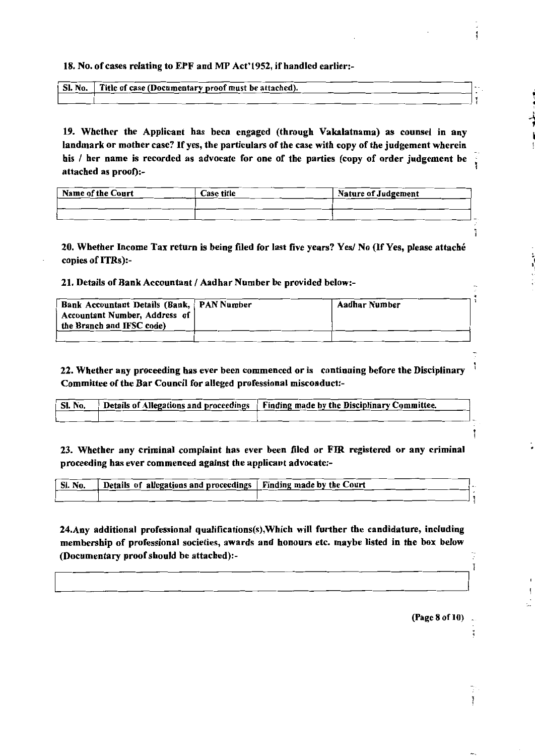**18. No. of cases relating to EPF and MP Act'1952, if handled earlier:-**

| Sl. No. | Title of case (Documentary proof must be attached). |
|---|---|
| | |

**19. Whether the Applicant has been engaged (through Vakalatnama) as counsel in any landmark or mother case? If yes, the particulars of the case with copy of the judgement wherein his / her name is recorded as advocate for one of the parties (copy of order judgement be attached as proof):-**

| Name of the Court | Case title | Nature of Judgement |
|---|---|---|
| | | |

**20. Whether Income Tax return is being filed for last five years? Yes/ No (If Yes, please attaché copies of ITRs):-**

**21. Details of Bank Accountant / Aadhar Number be provided below:-**

| Bank Accountant Details (Bank, Accountant Number, Address of the Branch and IFSC code) | PAN Number | Aadhar Number |
|---|---|---|
| | | |

**22. Whether any proceeding has ever been commenced or is continuing before the Disciplinary Committee of the Bar Council for alleged professional misconduct:-**

| Sl. No. | Details of Allegations and proceedings | Finding made by the Disciplinary Committee. |
|---|---|---|
| | | |

**23. Whether any criminal complaint has ever been filed or FIR registered or any criminal proceeding has ever commenced against the applicant advocate:-**

| Sl. No. | Details of allegations and proceedings | Finding made by the Court |
|---|---|---|
| | | |

**24.Any additional professional qualifications(s),Which will further the candidature, including membership of professional societies, awards and honours etc. maybe listed in the box below (Documentary proof should be attached):-**

| |
|---|
| |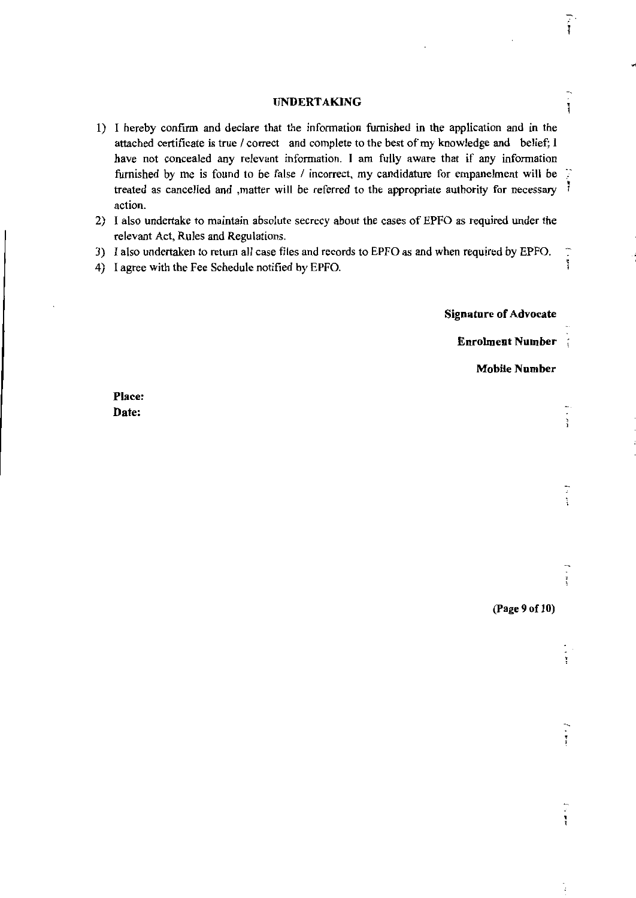## UNDERTAKING

1) I hereby confirm and declare that the information furnished in the application and in the attached certificate is true / correct and complete to the best of my knowledge and belief; I have not concealed any relevant information. I am fully aware that if any information furnished by me is found to be false / incorrect, my candidature for empanelment will be treated as cancelled and ,matter will be referred to the appropriate authority for necessary action.
2) I also undertake to maintain absolute secrecy about the cases of EPFO as required under the relevant Act, Rules and Regulations.
3) I also undertaken to return all case files and records to EPFO as and when required by EPFO.
4) I agree with the Fee Schedule notified by EPFO.

**Signature of Advocate**

**Enrolment Number**

**Mobile Number**

**Place:**

**Date:**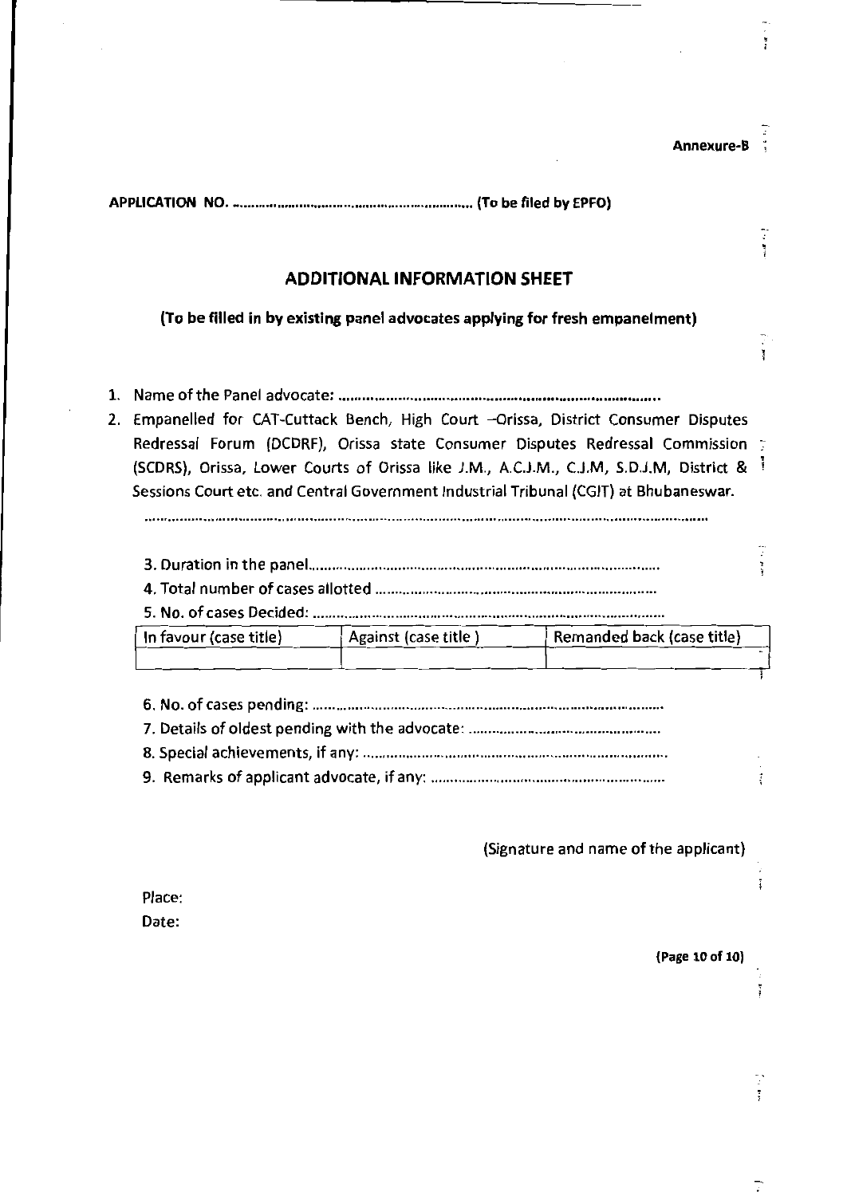**Annexure-B**

**APPLICATION NO. ………………………………………………………… (To be filed by EPFO)**

## ADDITIONAL INFORMATION SHEET

**(To be filled in by existing panel advocates applying for fresh empanelment)**

1. Name of the Panel advocate: ………………………………………………………………………
2. Empanelled for CAT-Cuttack Bench, High Court –Orissa, District Consumer Disputes Redressal Forum (DCDRF), Orissa state Consumer Disputes Redressal Commission (SCDRS), Orissa, Lower Courts of Orissa like J.M., A.C.J.M., C.J.M, S.D.J.M, District & Sessions Court etc. and Central Government Industrial Tribunal (CGIT) at Bhubaneswar.

   ……………………………………………………………………………………………………………………

3. Duration in the panel………………………………………………………………………………
4. Total number of cases allotted ……………………………………………………………………
5. No. of cases Decided: ……………………………………………………………………………

| In favour (case title) | Against (case title ) | Remanded back (case title) |
|---|---|---|
| | | |

6. No. of cases pending: ……………………………………………………………………………
7. Details of oldest pending with the advocate: ……………………………………………
8. Special achievements, if any: ……………………………………………………………………
9. Remarks of applicant advocate, if any: ……………………………………………………

(Signature and name of the applicant)

Place:

Date: